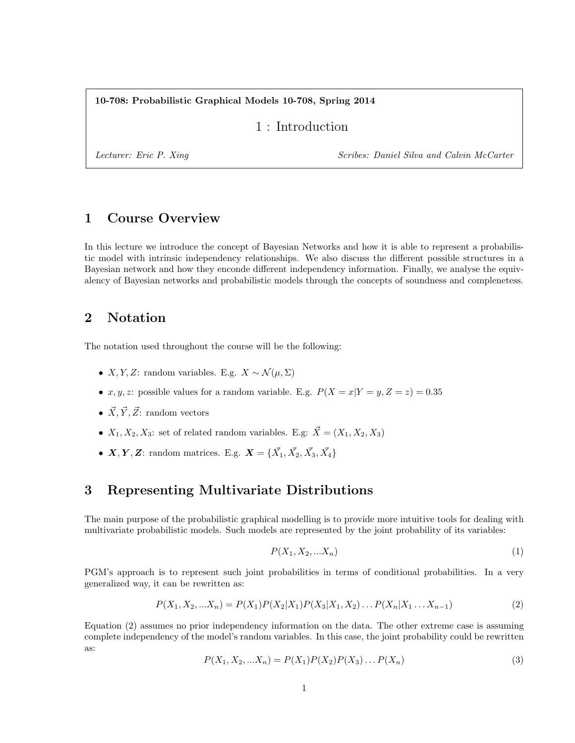**10-708: Probabilistic Graphical Models 10-708, Spring 2014**

# 1 : Introduction

*Lecturer: Eric P. Xing* *Scribes: Daniel Silva and Calvin McCarter*

## 1 Course Overview

In this lecture we introduce the concept of Bayesian Networks and how it is able to represent a probabilistic model with intrinsic independency relationships. We also discuss the different possible structures in a Bayesian network and how they enconde different independency information. Finally, we analyse the equivalency of Bayesian networks and probabilistic models through the concepts of soundness and complenetess.

## 2 Notation

The notation used throughout the course will be the following:

- $X, Y, Z$: random variables. E.g. $X \sim \mathcal{N}(\mu, \Sigma)$
- $x, y, z$: possible values for a random variable. E.g. $P(X = x|Y = y, Z = z) = 0.35$
- $\vec{X}, \vec{Y}, \vec{Z}$: random vectors
- $X_1, X_2, X_3$: set of related random variables. E.g: $\vec{X} = (X_1, X_2, X_3)$
- $\boldsymbol{X}, \boldsymbol{Y}, \boldsymbol{Z}$: random matrices. E.g. $\boldsymbol{X} = \{\vec{X_1}, \vec{X_2}, \vec{X_3}, \vec{X_4}\}$

## 3 Representing Multivariate Distributions

The main purpose of the probabilistic graphical modelling is to provide more intuitive tools for dealing with multivariate probabilistic models. Such models are represented by the joint probability of its variables:

$$P(X_1, X_2, ...X_n) \tag{1}$$

PGM's approach is to represent such joint probabilities in terms of conditional probabilities. In a very generalized way, it can be rewritten as:

$$P(X_1, X_2, ...X_n) = P(X_1)P(X_2|X_1)P(X_3|X_1, X_2) \dots P(X_n|X_1 \dots X_{n-1}) \tag{2}$$

Equation (2) assumes no prior independency information on the data. The other extreme case is assuming complete independency of the model's random variables. In this case, the joint probability could be rewritten as:

$$P(X_1, X_2, ...X_n) = P(X_1)P(X_2)P(X_3) \dots P(X_n) \tag{3}$$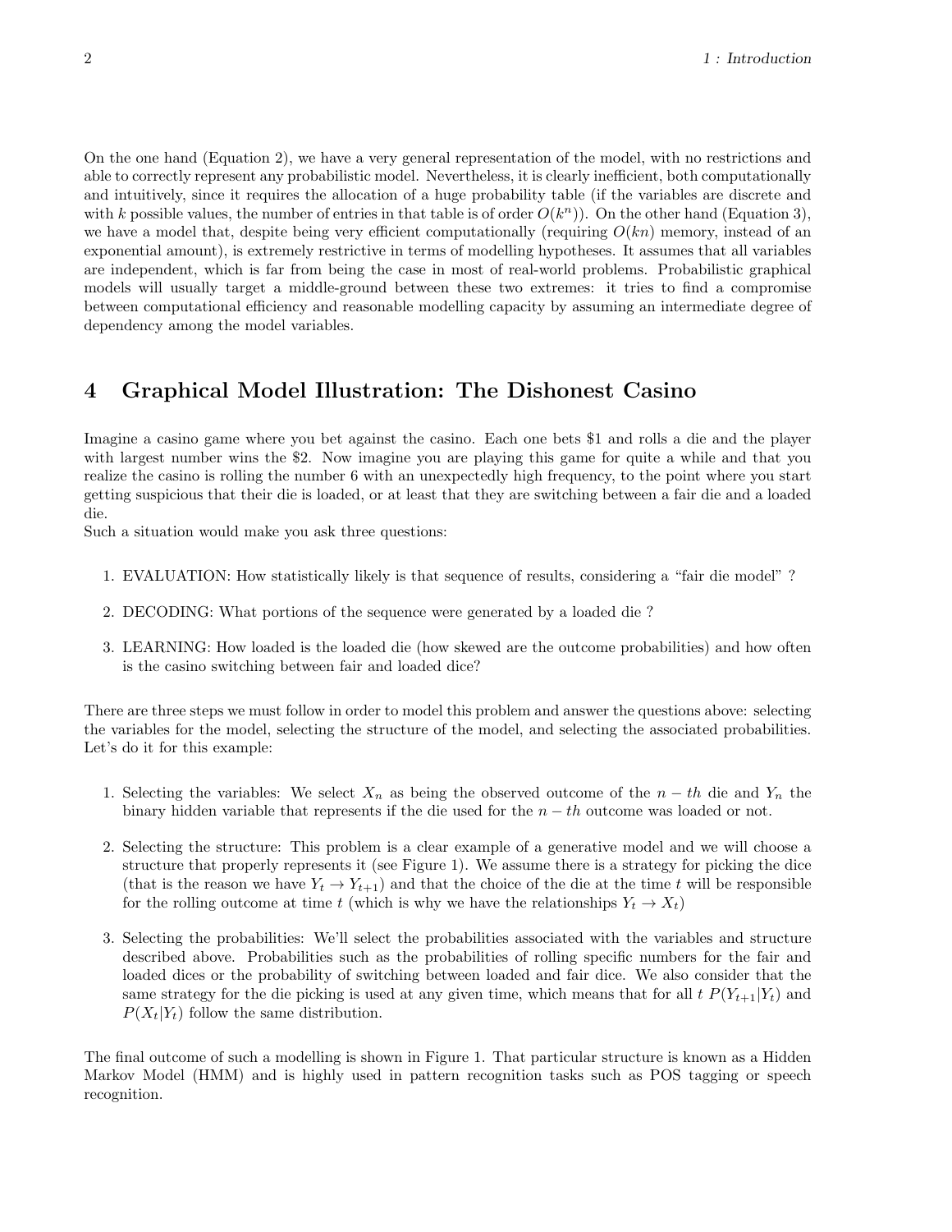On the one hand (Equation 2), we have a very general representation of the model, with no restrictions and able to correctly represent any probabilistic model. Nevertheless, it is clearly inefficient, both computationally and intuitively, since it requires the allocation of a huge probability table (if the variables are discrete and with $k$ possible values, the number of entries in that table is of order $O(k^n)$). On the other hand (Equation 3), we have a model that, despite being very efficient computationally (requiring $O(kn)$ memory, instead of an exponential amount), is extremely restrictive in terms of modelling hypotheses. It assumes that all variables are independent, which is far from being the case in most of real-world problems. Probabilistic graphical models will usually target a middle-ground between these two extremes: it tries to find a compromise between computational efficiency and reasonable modelling capacity by assuming an intermediate degree of dependency among the model variables.

# 4 Graphical Model Illustration: The Dishonest Casino

Imagine a casino game where you bet against the casino. Each one bets \$1 and rolls a die and the player with largest number wins the \$2. Now imagine you are playing this game for quite a while and that you realize the casino is rolling the number 6 with an unexpectedly high frequency, to the point where you start getting suspicious that their die is loaded, or at least that they are switching between a fair die and a loaded die.

Such a situation would make you ask three questions:

1. EVALUATION: How statistically likely is that sequence of results, considering a "fair die model" ?
2. DECODING: What portions of the sequence were generated by a loaded die ?
3. LEARNING: How loaded is the loaded die (how skewed are the outcome probabilities) and how often is the casino switching between fair and loaded dice?

There are three steps we must follow in order to model this problem and answer the questions above: selecting the variables for the model, selecting the structure of the model, and selecting the associated probabilities. Let's do it for this example:

1. Selecting the variables: We select $X_n$ as being the observed outcome of the $n-th$ die and $Y_n$ the binary hidden variable that represents if the die used for the $n-th$ outcome was loaded or not.
2. Selecting the structure: This problem is a clear example of a generative model and we will choose a structure that properly represents it (see Figure 1). We assume there is a strategy for picking the dice (that is the reason we have $Y_t \rightarrow Y_{t+1}$) and that the choice of the die at the time $t$ will be responsible for the rolling outcome at time $t$ (which is why we have the relationships $Y_t \rightarrow X_t$)
3. Selecting the probabilities: We'll select the probabilities associated with the variables and structure described above. Probabilities such as the probabilities of rolling specific numbers for the fair and loaded dices or the probability of switching between loaded and fair dice. We also consider that the same strategy for the die picking is used at any given time, which means that for all $t$ $P(Y_{t+1}|Y_t)$ and $P(X_t|Y_t)$ follow the same distribution.

The final outcome of such a modelling is shown in Figure 1. That particular structure is known as a Hidden Markov Model (HMM) and is highly used in pattern recognition tasks such as POS tagging or speech recognition.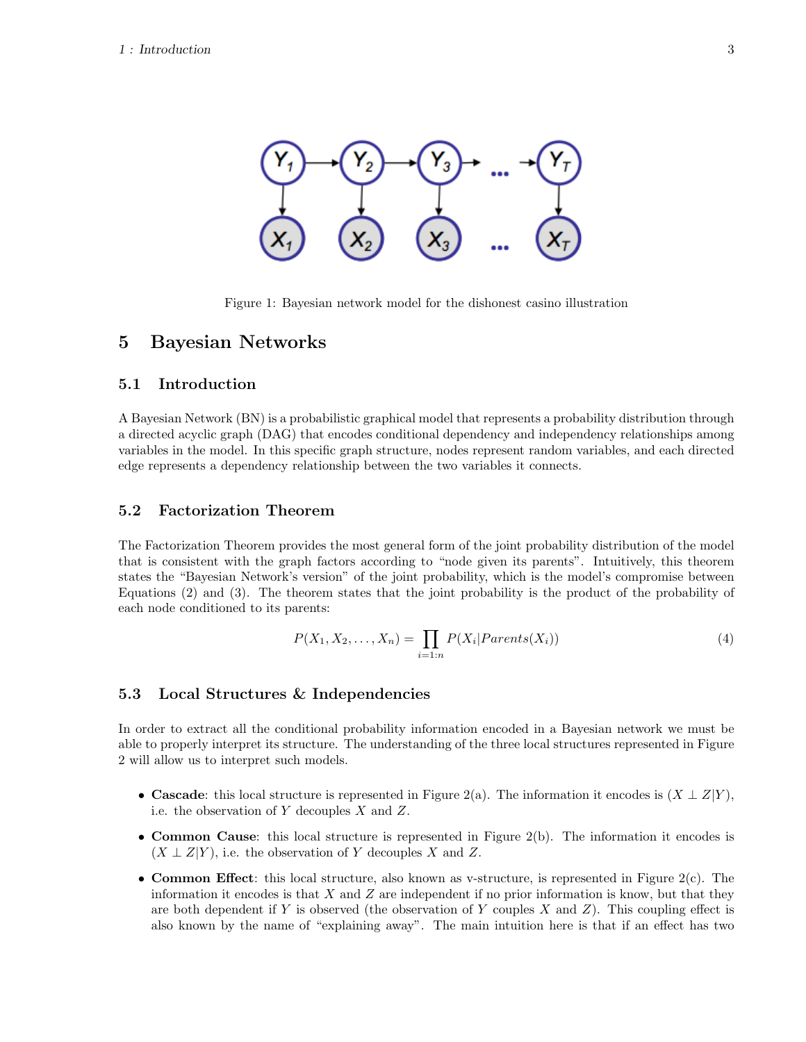Figure 1: Bayesian network model for the dishonest casino illustration

## 5 Bayesian Networks

### 5.1 Introduction

A Bayesian Network (BN) is a probabilistic graphical model that represents a probability distribution through a directed acyclic graph (DAG) that encodes conditional dependency and independency relationships among variables in the model. In this specific graph structure, nodes represent random variables, and each directed edge represents a dependency relationship between the two variables it connects.

### 5.2 Factorization Theorem

The Factorization Theorem provides the most general form of the joint probability distribution of the model that is consistent with the graph factors according to "node given its parents". Intuitively, this theorem states the "Bayesian Network's version" of the joint probability, which is the model's compromise between Equations (2) and (3). The theorem states that the joint probability is the product of the probability of each node conditioned to its parents:

$$P(X_1, X_2, \ldots, X_n) = \prod_{i=1:n} P(X_i | Parents(X_i)) \tag{4}$$

### 5.3 Local Structures & Independencies

In order to extract all the conditional probability information encoded in a Bayesian network we must be able to properly interpret its structure. The understanding of the three local structures represented in Figure 2 will allow us to interpret such models.

- **Cascade**: this local structure is represented in Figure 2(a). The information it encodes is $(X \perp Z | Y)$, i.e. the observation of $Y$ decouples $X$ and $Z$.
- **Common Cause**: this local structure is represented in Figure 2(b). The information it encodes is $(X \perp Z | Y)$, i.e. the observation of $Y$ decouples $X$ and $Z$.
- **Common Effect**: this local structure, also known as v-structure, is represented in Figure 2(c). The information it encodes is that $X$ and $Z$ are independent if no prior information is know, but that they are both dependent if $Y$ is observed (the observation of $Y$ couples $X$ and $Z$). This coupling effect is also known by the name of "explaining away". The main intuition here is that if an effect has two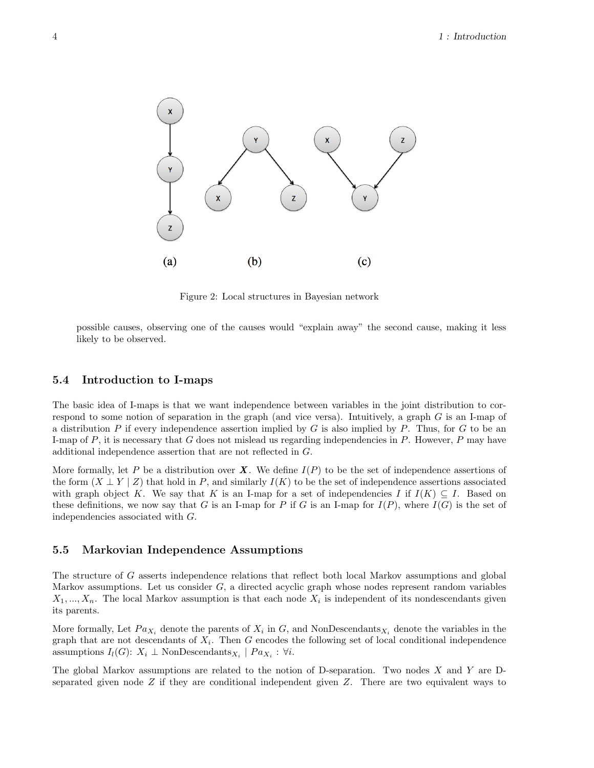Figure 2: Local structures in Bayesian network

possible causes, observing one of the causes would "explain away" the second cause, making it less likely to be observed.

## 5.4 Introduction to I-maps

The basic idea of I-maps is that we want independence between variables in the joint distribution to correspond to some notion of separation in the graph (and vice versa). Intuitively, a graph $G$ is an I-map of a distribution $P$ if every independence assertion implied by $G$ is also implied by $P$. Thus, for $G$ to be an I-map of $P$, it is necessary that $G$ does not mislead us regarding independencies in $P$. However, $P$ may have additional independence assertion that are not reflected in $G$.

More formally, let $P$ be a distribution over $\boldsymbol{X}$. We define $I(P)$ to be the set of independence assertions of the form $(X \perp Y \mid Z)$ that hold in $P$, and similarly $I(K)$ to be the set of independence assertions associated with graph object $K$. We say that $K$ is an I-map for a set of independencies $I$ if $I(K) \subseteq I$. Based on these definitions, we now say that $G$ is an I-map for $P$ if $G$ is an I-map for $I(P)$, where $I(G)$ is the set of independencies associated with $G$.

## 5.5 Markovian Independence Assumptions

The structure of $G$ asserts independence relations that reflect both local Markov assumptions and global Markov assumptions. Let us consider $G$, a directed acyclic graph whose nodes represent random variables $X_1, ..., X_n$. The local Markov assumption is that each node $X_i$ is independent of its nondescendants given its parents.

More formally, Let $Pa_{X_i}$ denote the parents of $X_i$ in $G$, and $\text{NonDescendants}_{X_i}$ denote the variables in the graph that are not descendants of $X_i$. Then $G$ encodes the following set of local conditional independence assumptions $I_l(G)$: $X_i \perp \text{NonDescendants}_{X_i} \mid Pa_{X_i} : \forall i$.

The global Markov assumptions are related to the notion of D-separation. Two nodes $X$ and $Y$ are D-separated given node $Z$ if they are conditional independent given $Z$. There are two equivalent ways to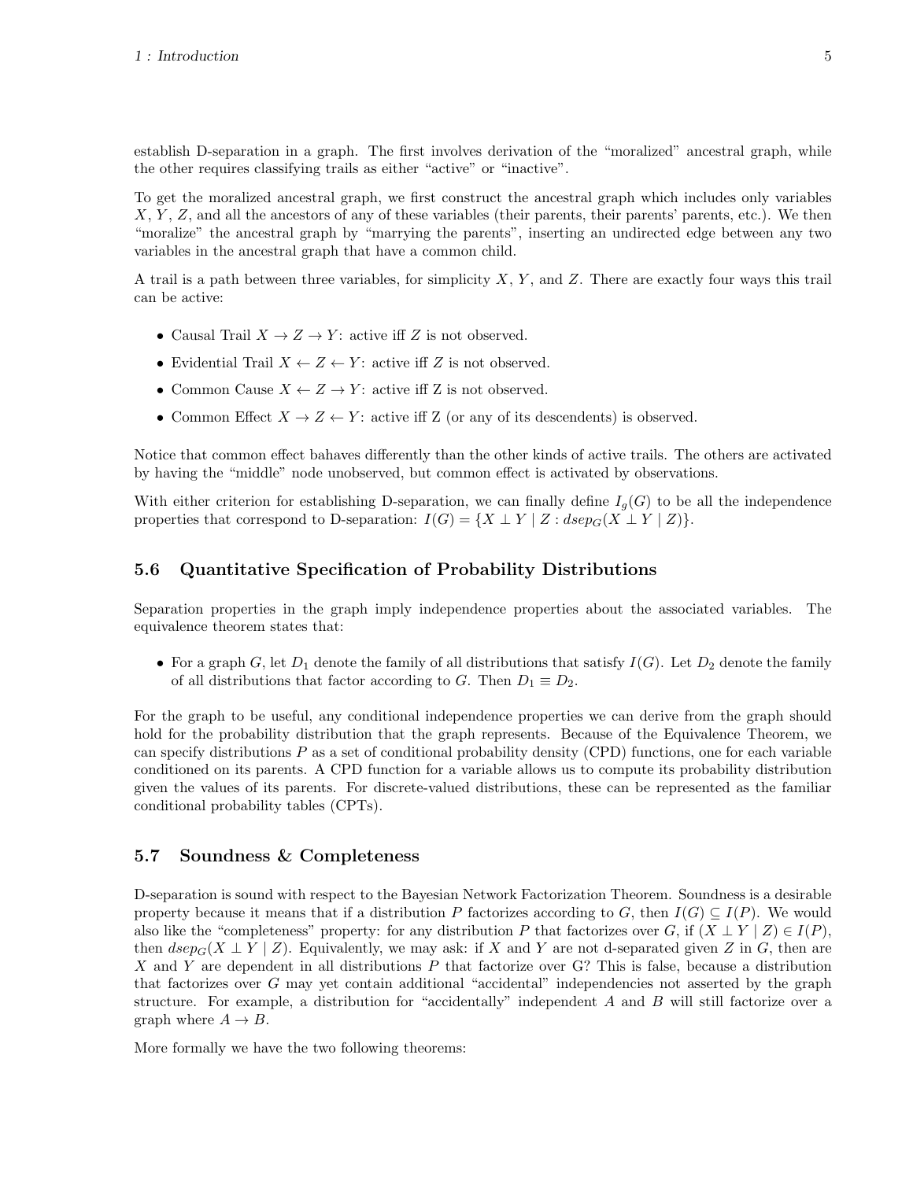establish D-separation in a graph. The first involves derivation of the "moralized" ancestral graph, while the other requires classifying trails as either "active" or "inactive".

To get the moralized ancestral graph, we first construct the ancestral graph which includes only variables $X$, $Y$, $Z$, and all the ancestors of any of these variables (their parents, their parents' parents, etc.). We then "moralize" the ancestral graph by "marrying the parents", inserting an undirected edge between any two variables in the ancestral graph that have a common child.

A trail is a path between three variables, for simplicity $X$, $Y$, and $Z$. There are exactly four ways this trail can be active:

- Causal Trail $X \rightarrow Z \rightarrow Y$: active iff $Z$ is not observed.
- Evidential Trail $X \leftarrow Z \leftarrow Y$: active iff $Z$ is not observed.
- Common Cause $X \leftarrow Z \rightarrow Y$: active iff Z is not observed.
- Common Effect $X \rightarrow Z \leftarrow Y$: active iff Z (or any of its descendents) is observed.

Notice that common effect bahaves differently than the other kinds of active trails. The others are activated by having the "middle" node unobserved, but common effect is activated by observations.

With either criterion for establishing D-separation, we can finally define $I_g(G)$ to be all the independence properties that correspond to D-separation: $I(G) = \{X \perp Y \mid Z : dsep_G(X \perp Y \mid Z)\}$.

## 5.6 Quantitative Specification of Probability Distributions

Separation properties in the graph imply independence properties about the associated variables. The equivalence theorem states that:

- For a graph $G$, let $D_1$ denote the family of all distributions that satisfy $I(G)$. Let $D_2$ denote the family of all distributions that factor according to $G$. Then $D_1 \equiv D_2$.

For the graph to be useful, any conditional independence properties we can derive from the graph should hold for the probability distribution that the graph represents. Because of the Equivalence Theorem, we can specify distributions $P$ as a set of conditional probability density (CPD) functions, one for each variable conditioned on its parents. A CPD function for a variable allows us to compute its probability distribution given the values of its parents. For discrete-valued distributions, these can be represented as the familiar conditional probability tables (CPTs).

## 5.7 Soundness & Completeness

D-separation is sound with respect to the Bayesian Network Factorization Theorem. Soundness is a desirable property because it means that if a distribution $P$ factorizes according to $G$, then $I(G) \subseteq I(P)$. We would also like the "completeness" property: for any distribution $P$ that factorizes over $G$, if $(X \perp Y \mid Z) \in I(P)$, then $dsep_G(X \perp Y \mid Z)$. Equivalently, we may ask: if $X$ and $Y$ are not d-separated given $Z$ in $G$, then are $X$ and $Y$ are dependent in all distributions $P$ that factorize over G? This is false, because a distribution that factorizes over $G$ may yet contain additional "accidental" independencies not asserted by the graph structure. For example, a distribution for "accidentally" independent $A$ and $B$ will still factorize over a graph where $A \rightarrow B$.

More formally we have the two following theorems: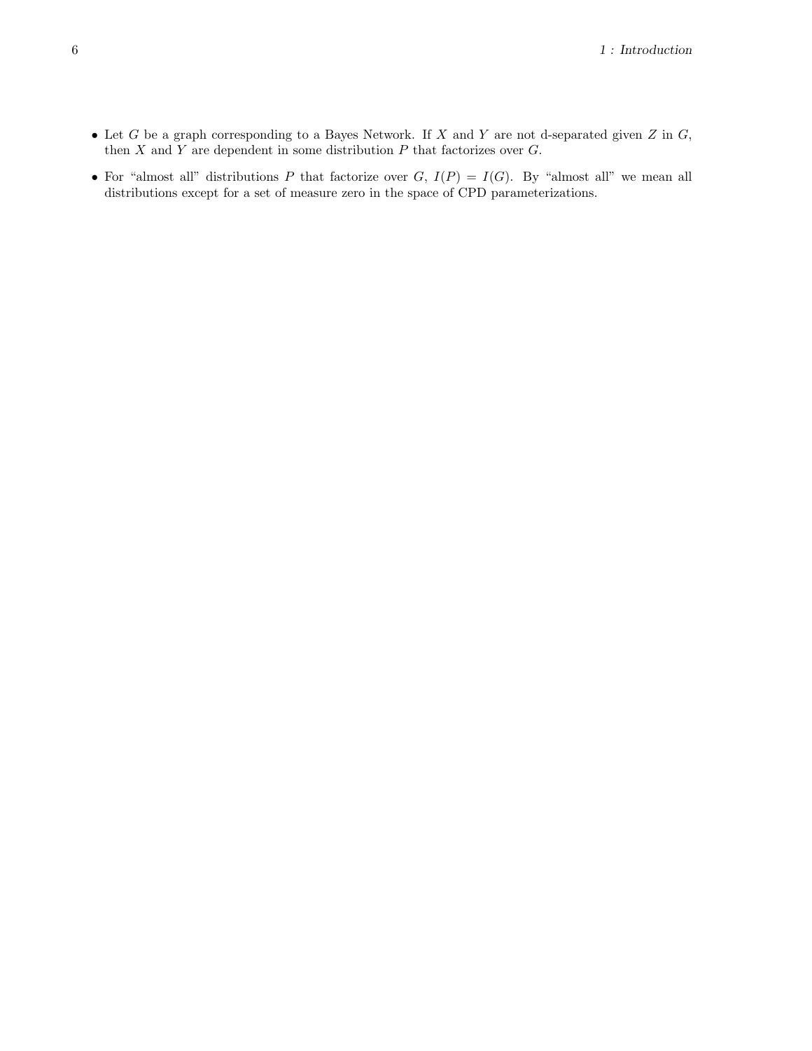- Let $G$ be a graph corresponding to a Bayes Network. If $X$ and $Y$ are not d-separated given $Z$ in $G$, then $X$ and $Y$ are dependent in some distribution $P$ that factorizes over $G$.
- For "almost all" distributions $P$ that factorize over $G$, $I(P) = I(G)$. By "almost all" we mean all distributions except for a set of measure zero in the space of CPD parameterizations.